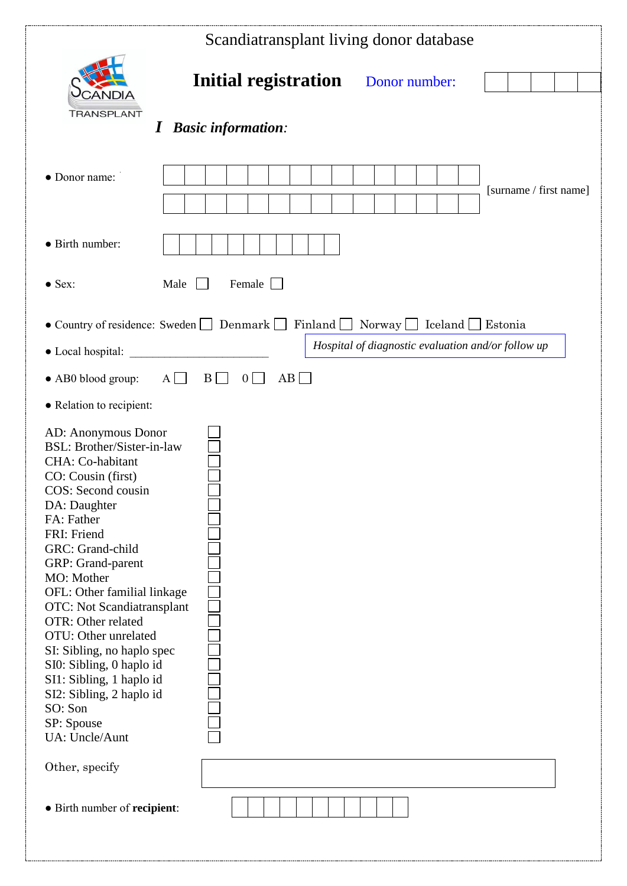Scandiatransplant living donor database

SCANDIA TRANSPLANT

# Initial registration

Donor number: ☐☐☐☐☐

## *I Basic information:*

- Donor name: ☐☐☐☐☐☐☐☐☐☐☐☐☐☐☐ ☐☐☐☐☐☐☐☐☐☐☐☐☐☐☐ [surname / first name]

- Birth number: ☐☐☐☐☐☐☐☐☐☐☐

- Sex: Male ☐ Female ☐

- Country of residence: Sweden ☐ Denmark ☐ Finland ☐ Norway ☐ Iceland ☐ Estonia

- Local hospital: ________________________ *Hospital of diagnostic evaluation and/or follow up*

- AB0 blood group: A ☐ B ☐ 0 ☐ AB ☐

- Relation to recipient:

AD: Anonymous Donor ☐
BSL: Brother/Sister-in-law ☐
CHA: Co-habitant ☐
CO: Cousin (first) ☐
COS: Second cousin ☐
DA: Daughter ☐
FA: Father ☐
FRI: Friend ☐
GRC: Grand-child ☐
GRP: Grand-parent ☐
MO: Mother ☐
OFL: Other familial linkage ☐
OTC: Not Scandiatransplant ☐
OTR: Other related ☐
OTU: Other unrelated ☐
SI: Sibling, no haplo spec ☐
SI0: Sibling, 0 haplo id ☐
SI1: Sibling, 1 haplo id ☐
SI2: Sibling, 2 haplo id ☐
SO: Son ☐
SP: Spouse ☐
UA: Uncle/Aunt ☐

Other, specify ______________________

- Birth number of **recipient**: ☐☐☐☐☐☐☐☐☐☐☐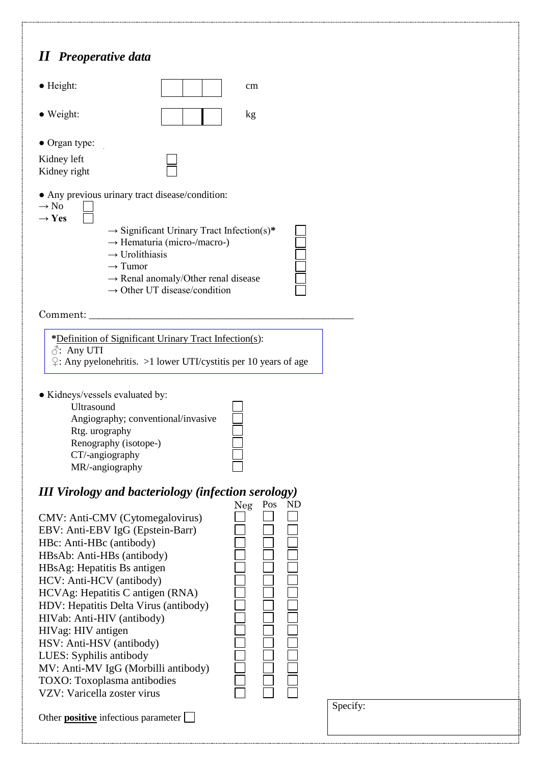## II *Preoperative data*

- Height: ☐☐☐ cm
- Weight: ☐☐☐ kg
- Organ type:

Kidney left ☐
Kidney right ☐

- Any previous urinary tract disease/condition:

→ No ☐
→ **Yes** ☐

- → Significant Urinary Tract Infection(s)* ☐
- → Hematuria (micro-/macro-) ☐
- → Urolithiasis ☐
- → Tumor ☐
- → Renal anomaly/Other renal disease ☐
- → Other UT disease/condition ☐

Comment: ___________________________________________________

> ***Definition of Significant Urinary Tract Infection(s)**:
> ♂: Any UTI
> ♀: Any pyelonehritis. >1 lower UTI/cystitis per 10 years of age

- Kidneys/vessels evaluated by:
  - Ultrasound ☐
  - Angiography; conventional/invasive ☐
  - Rtg. urography ☐
  - Renography (isotope-) ☐
  - CT/-angiography ☐
  - MR/-angiography ☐

## *III Virology and bacteriology (infection serology)*

| | Neg | Pos | ND |
|---|---|---|---|
| CMV: Anti-CMV (Cytomegalovirus) | ☐ | ☐ | ☐ |
| EBV: Anti-EBV IgG (Epstein-Barr) | ☐ | ☐ | ☐ |
| HBc: Anti-HBc (antibody) | ☐ | ☐ | ☐ |
| HBsAb: Anti-HBs (antibody) | ☐ | ☐ | ☐ |
| HBsAg: Hepatitis Bs antigen | ☐ | ☐ | ☐ |
| HCV: Anti-HCV (antibody) | ☐ | ☐ | ☐ |
| HCVAg: Hepatitis C antigen (RNA) | ☐ | ☐ | ☐ |
| HDV: Hepatitis Delta Virus (antibody) | ☐ | ☐ | ☐ |
| HIVab: Anti-HIV (antibody) | ☐ | ☐ | ☐ |
| HIVag: HIV antigen | ☐ | ☐ | ☐ |
| HSV: Anti-HSV (antibody) | ☐ | ☐ | ☐ |
| LUES: Syphilis antibody | ☐ | ☐ | ☐ |
| MV: Anti-MV IgG (Morbilli antibody) | ☐ | ☐ | ☐ |
| TOXO: Toxoplasma antibodies | ☐ | ☐ | ☐ |
| VZV: Varicella zoster virus | ☐ | ☐ | ☐ |

Other **positive** infectious parameter ☐

Specify: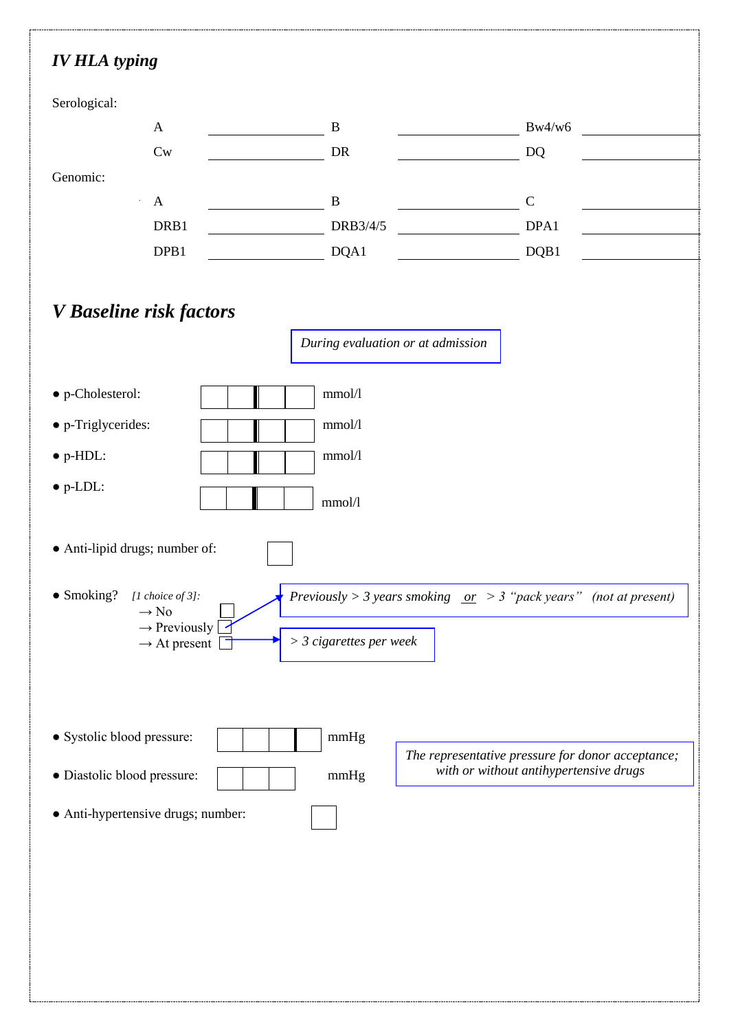## IV HLA typing

Serological:

| | | | | | |
|---|---|---|---|---|---|
| A | ____________ | B | ____________ | Bw4/w6 | ____________ |
| Cw | ____________ | DR | ____________ | DQ | ____________ |

Genomic:

| | | | | | |
|---|---|---|---|---|---|
| A | ____________ | B | ____________ | C | ____________ |
| DRB1 | ____________ | DRB3/4/5 | ____________ | DPA1 | ____________ |
| DPB1 | ____________ | DQA1 | ____________ | DQB1 | ____________ |

## V Baseline risk factors

*During evaluation or at admission*

- p-Cholesterol: [ ][ ] , [ ][ ] mmol/l
- p-Triglycerides: [ ][ ] , [ ][ ] mmol/l
- p-HDL: [ ][ ] , [ ][ ] mmol/l
- p-LDL: [ ][ ] , [ ][ ] mmol/l

- Anti-lipid drugs; number of: [ ]

- Smoking? *[1 choice of 3]:*
  - → No [ ]
  - → Previously [ ] → *Previously > 3 years smoking* *or* *> 3 "pack years" (not at present)*
  - → At present [ ] → *> 3 cigarettes per week*

- Systolic blood pressure: [ ][ ][ ] , [ ] mmHg
- Diastolic blood pressure: [ ][ ][ ] mmHg

*The representative pressure for donor acceptance; with or without antihypertensive drugs*

- Anti-hypertensive drugs; number: [ ]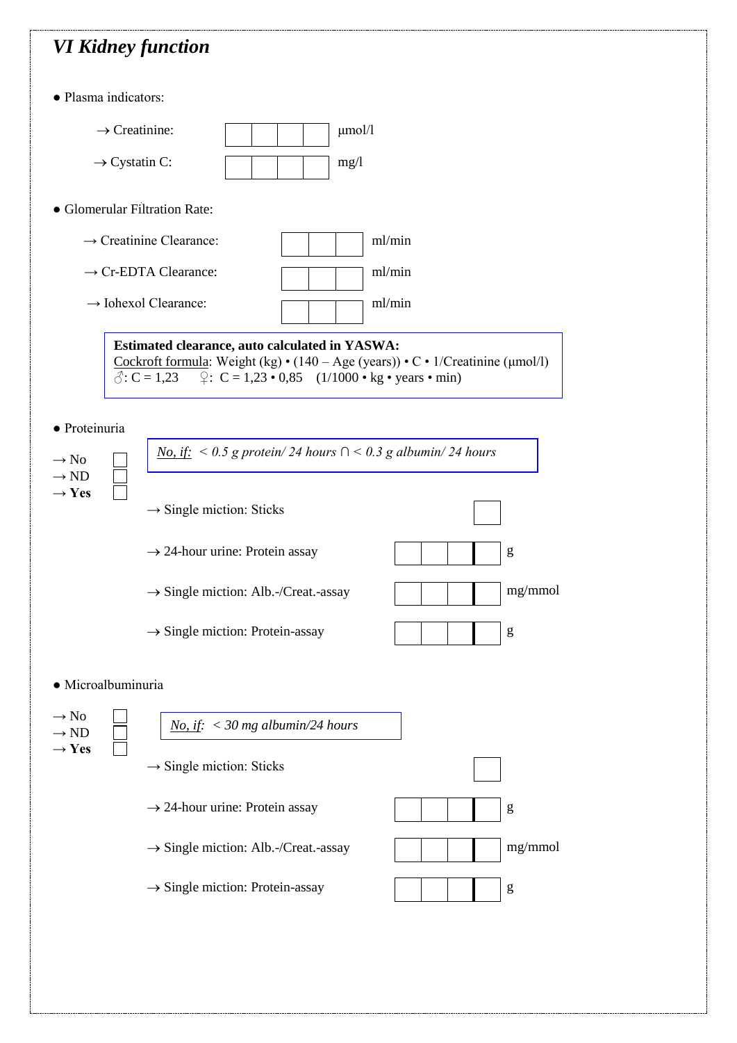## *VI Kidney function*

- Plasma indicators:

  → Creatinine: ☐☐☐☐ μmol/l

  → Cystatin C: ☐☐☐☐ mg/l

- Glomerular Filtration Rate:

  → Creatinine Clearance: ☐☐☐ ml/min

  → Cr-EDTA Clearance: ☐☐☐ ml/min

  → Iohexol Clearance: ☐☐☐ ml/min

> **Estimated clearance, auto calculated in YASWA:**
> Cockroft formula: Weight (kg) • (140 – Age (years)) • C • 1/Creatinine (μmol/l)
> ♂: C = 1,23 ♀: C = 1,23 • 0,85 (1/1000 • kg • years • min)

- Proteinuria

  → No ☐
  → ND ☐
  → **Yes** ☐

  > *No, if: < 0.5 g protein/ 24 hours ∩ < 0.3 g albumin/ 24 hours*

  → Single miction: Sticks ☐

  → 24-hour urine: Protein assay ☐☐☐|☐ g

  → Single miction: Alb.-/Creat.-assay ☐☐☐|☐ mg/mmol

  → Single miction: Protein-assay ☐☐☐|☐ g

- Microalbuminuria

  → No ☐
  → ND ☐
  → **Yes** ☐

  > *No, if: < 30 mg albumin/24 hours*

  → Single miction: Sticks ☐

  → 24-hour urine: Protein assay ☐☐☐|☐ g

  → Single miction: Alb.-/Creat.-assay ☐☐☐|☐ mg/mmol

  → Single miction: Protein-assay ☐☐☐|☐ g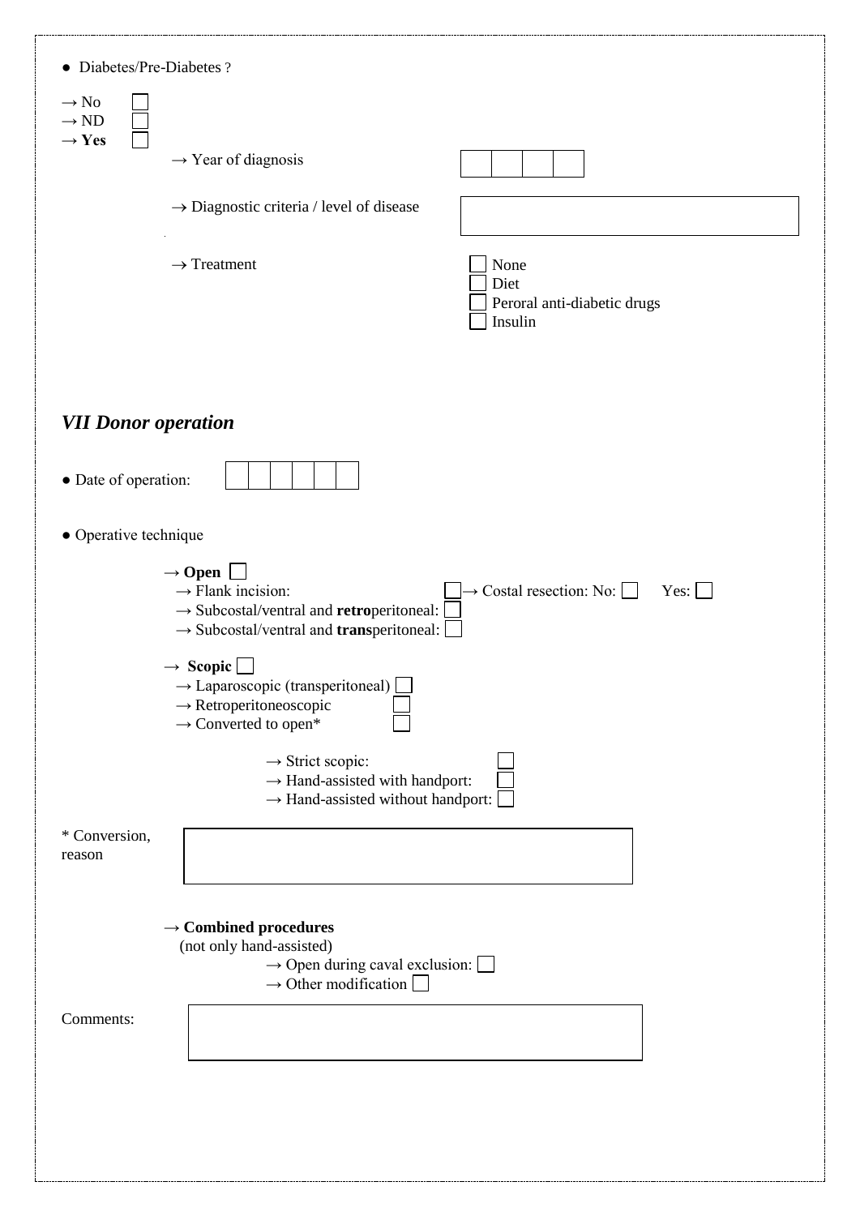- Diabetes/Pre-Diabetes ?

→ No ☐
→ ND ☐
→ **Yes** ☐

→ Year of diagnosis ☐☐☐☐

→ Diagnostic criteria / level of disease ☐

→ Treatment
- ☐ None
- ☐ Diet
- ☐ Peroral anti-diabetic drugs
- ☐ Insulin

## *VII Donor operation*

- Date of operation: ☐☐☐☐☐☐

- Operative technique

→ **Open** ☐
→ Flank incision: ☐ → Costal resection: No: ☐ Yes: ☐
→ Subcostal/ventral and **retro**peritoneal: ☐
→ Subcostal/ventral and **trans**peritoneal: ☐

→ **Scopic** ☐
→ Laparoscopic (transperitoneal) ☐
→ Retroperitoneoscopic ☐
→ Converted to open* ☐

→ Strict scopic: ☐
→ Hand-assisted with handport: ☐
→ Hand-assisted without handport: ☐

* Conversion, reason ☐

→ **Combined procedures**
(not only hand-assisted)
→ Open during caval exclusion: ☐
→ Other modification ☐

Comments: ☐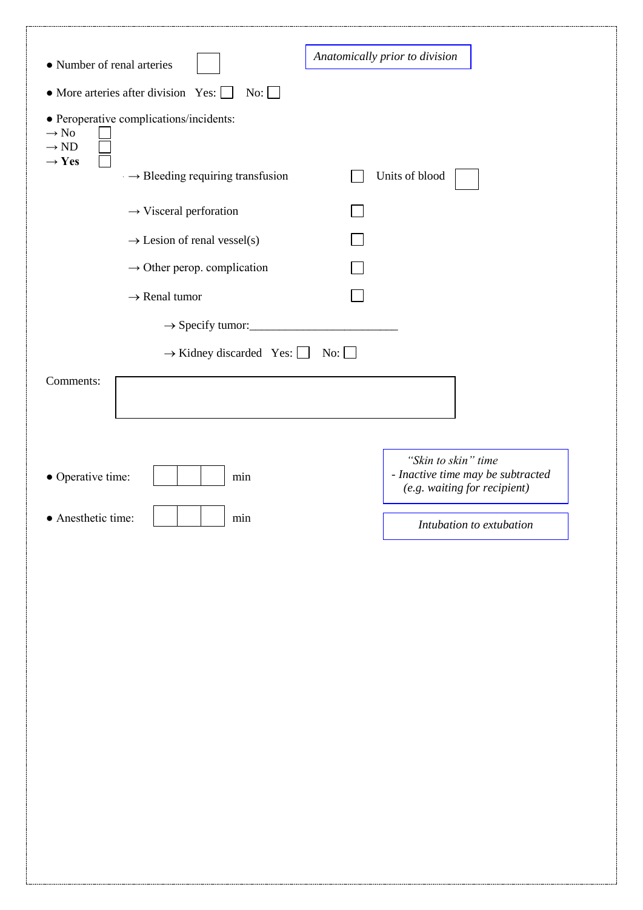- Number of renal arteries ☐ *Anatomically prior to division*
- More arteries after division Yes: ☐ No: ☐
- Peroperative complications/incidents:

→ No ☐
→ ND ☐
→ **Yes** ☐

→ Bleeding requiring transfusion ☐ Units of blood ☐

→ Visceral perforation ☐

→ Lesion of renal vessel(s) ☐

→ Other perop. complication ☐

→ Renal tumor ☐

→ Specify tumor:________________________

→ Kidney discarded Yes: ☐ No: ☐

Comments: ☐

- Operative time: ☐☐☐ min *"Skin to skin" time - Inactive time may be subtracted (e.g. waiting for recipient)*
- Anesthetic time: ☐☐☐ min *Intubation to extubation*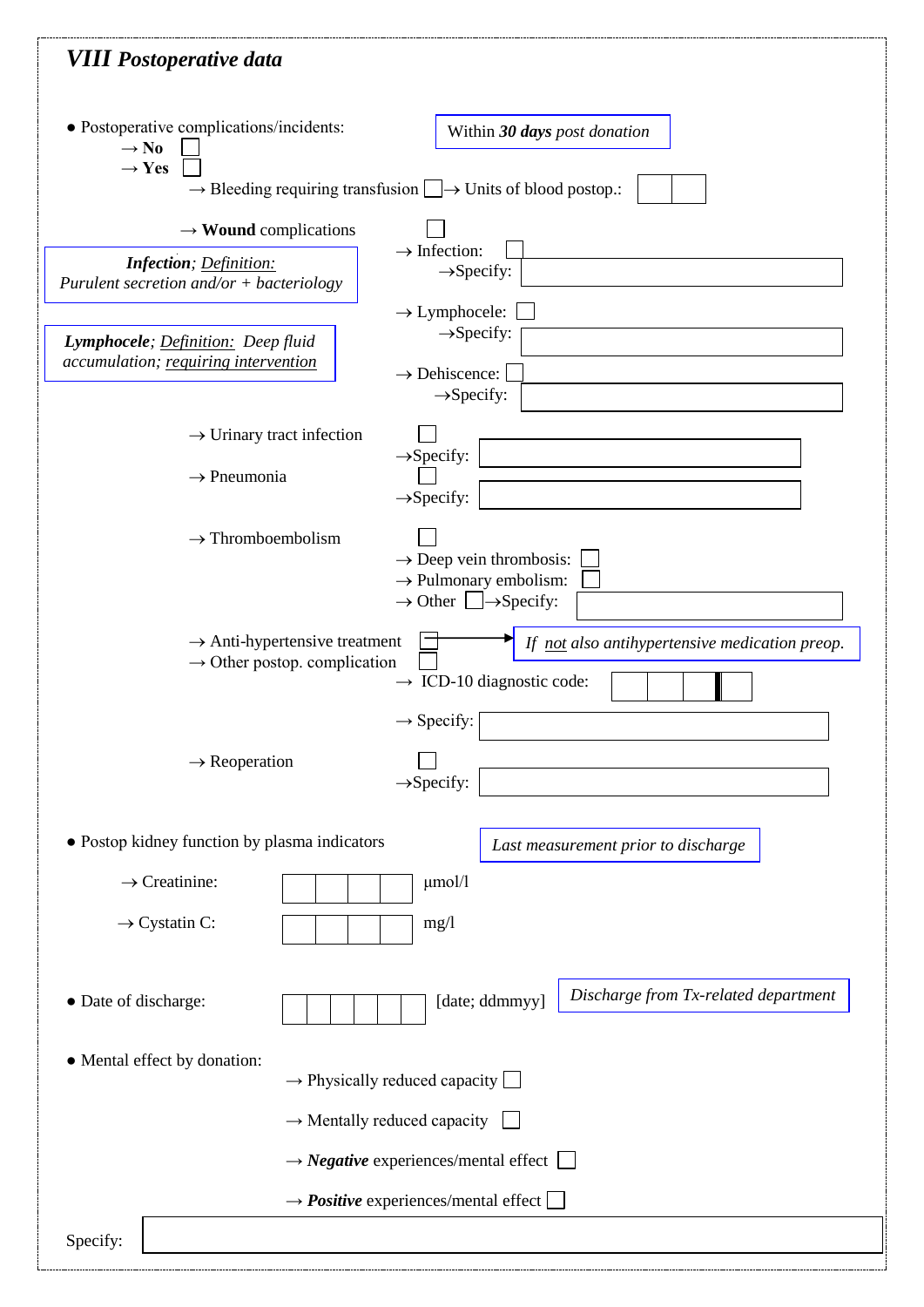## VIII Postoperative data

- Postoperative complications/incidents:

*Within **30 days** post donation*

→ **No** ☐
→ **Yes** ☐

→ Bleeding requiring transfusion ☐ → Units of blood postop.: ☐☐

→ **Wound** complications ☐

***Infection**; Definition: Purulent secretion and/or + bacteriology*

→ Infection: ☐
→Specify: ________

***Lymphocele**; Definition: Deep fluid accumulation; requiring intervention*

→ Lymphocele: ☐
→Specify: ________

→ Dehiscence: ☐
→Specify: ________

→ Urinary tract infection ☐
→Specify: ________

→ Pneumonia ☐
→Specify: ________

→ Thromboembolism ☐
→ Deep vein thrombosis: ☐
→ Pulmonary embolism: ☐
→ Other ☐ →Specify: ________

→ Anti-hypertensive treatment ☐ → *If not also antihypertensive medication preop.*

→ Other postop. complication ☐
→ ICD-10 diagnostic code: ☐☐☐☐|☐
→ Specify: ________

→ Reoperation ☐
→Specify: ________

- Postop kidney function by plasma indicators

*Last measurement prior to discharge*

→ Creatinine: ☐☐☐☐ μmol/l

→ Cystatin C: ☐☐☐☐ mg/l

- Date of discharge: ☐☐☐☐☐☐ [date; ddmmyy]

*Discharge from Tx-related department*

- Mental effect by donation:

→ Physically reduced capacity ☐

→ Mentally reduced capacity ☐

→ ***Negative*** experiences/mental effect ☐

→ ***Positive*** experiences/mental effect ☐

Specify: ________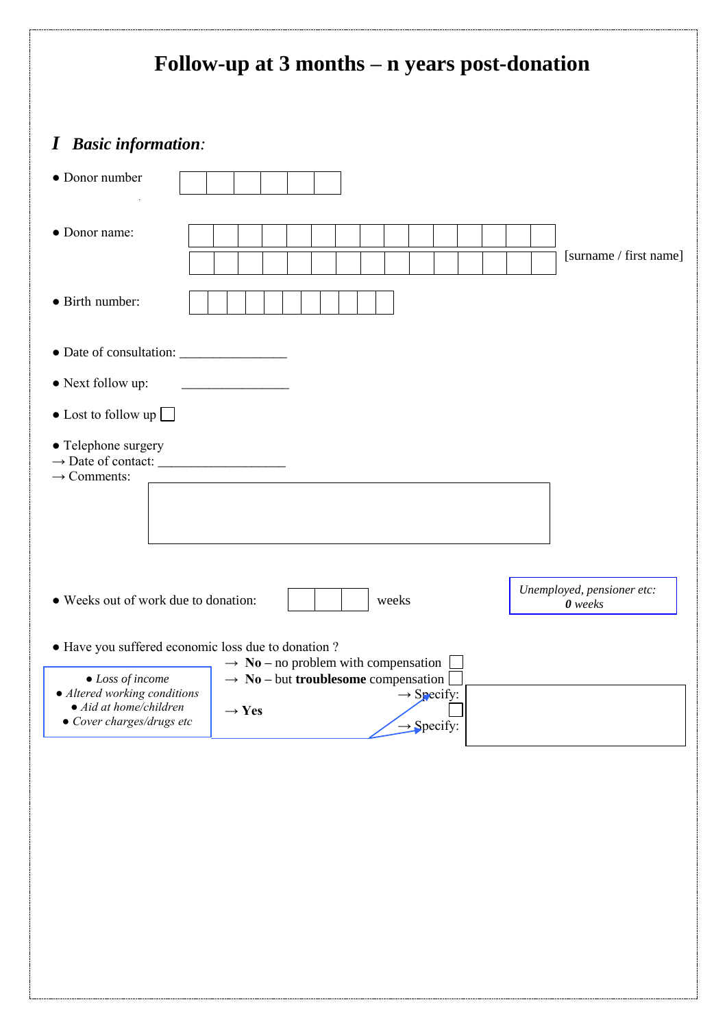# Follow-up at 3 months – n years post-donation

## *I Basic information:*

- Donor number ☐☐☐☐☐☐

- Donor name: ☐☐☐☐☐☐☐☐☐☐☐☐☐☐☐ [surname / first name]

- Birth number: ☐☐☐☐☐☐☐☐☐☐☐

- Date of consultation: _______________

- Next follow up: _______________

- Lost to follow up ☐

- Telephone surgery
  → Date of contact: __________________
  → Comments:

- Weeks out of work due to donation: ☐☐☐ weeks

  *Unemployed, pensioner etc:* ***0*** *weeks*

- Have you suffered economic loss due to donation ?
  → **No** – no problem with compensation ☐
  → **No** – but **troublesome** compensation ☐
  → Specify:
  → **Yes** ☐
  → Specify:

  - *Loss of income*
  - *Altered working conditions*
  - *Aid at home/children*
  - *Cover charges/drugs etc*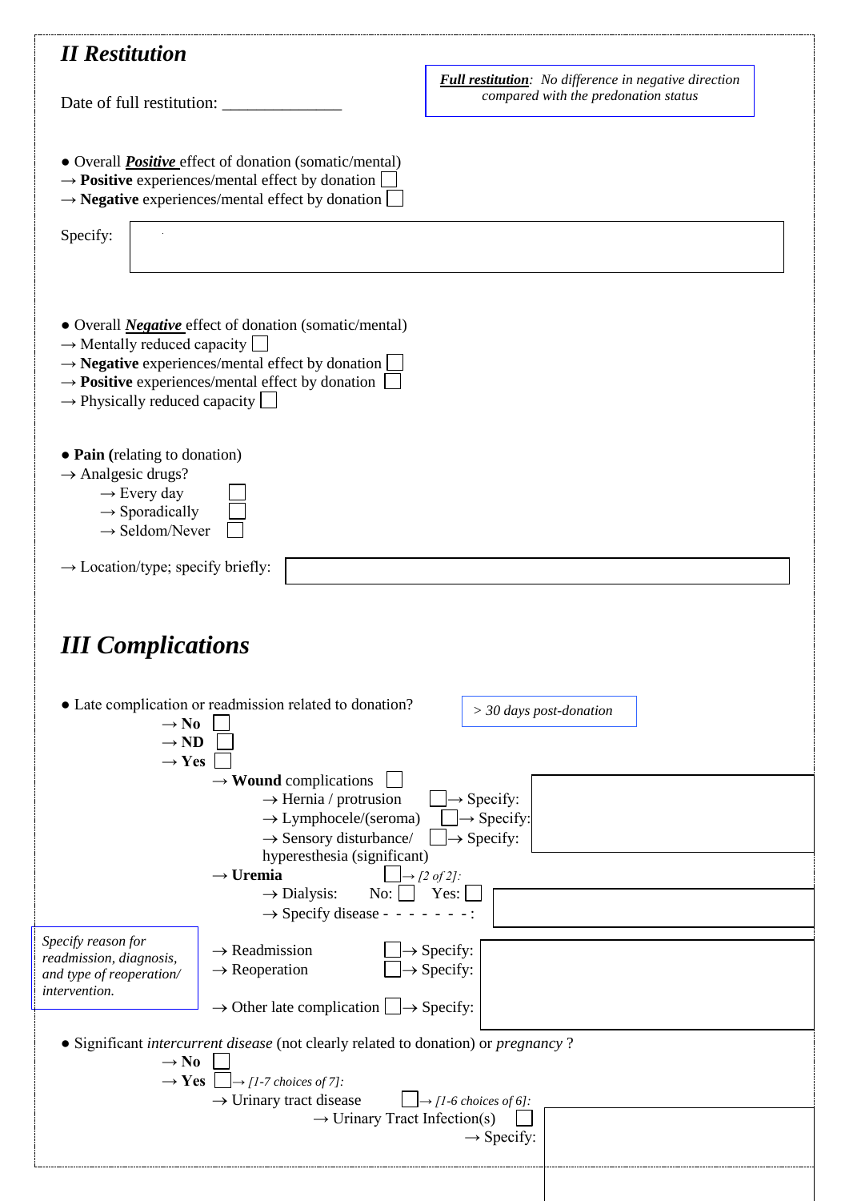## *II Restitution*

Date of full restitution: ______________

> ***Full restitution***: *No difference in negative direction compared with the predonation status*

- Overall ***Positive*** effect of donation (somatic/mental)
  → **Positive** experiences/mental effect by donation ☐
  → **Negative** experiences/mental effect by donation ☐

Specify:

- Overall ***Negative*** effect of donation (somatic/mental)
  → Mentally reduced capacity ☐
  → **Negative** experiences/mental effect by donation ☐
  → **Positive** experiences/mental effect by donation ☐
  → Physically reduced capacity ☐

- **Pain (**relating to donation)
  → Analgesic drugs?
  - → Every day ☐
  - → Sporadically ☐
  - → Seldom/Never ☐

→ Location/type; specify briefly:

## *III Complications*

- Late complication or readmission related to donation?

> *> 30 days post-donation*

→ **No** ☐
→ **ND** ☐
→ **Yes** ☐
- → **Wound** complications ☐
  - → Hernia / protrusion ☐ → Specify:
  - → Lymphocele/(seroma) ☐ → Specify:
  - → Sensory disturbance/ hyperesthesia (significant) ☐ → Specify:
- → **Uremia** ☐ → *[2 of 2]:*
  - → Dialysis: No: ☐ Yes: ☐
  - → Specify disease - - - - - - - :
- → Readmission ☐ → Specify:
- → Reoperation ☐ → Specify:
- → Other late complication ☐ → Specify:

> *Specify reason for readmission, diagnosis, and type of reoperation/ intervention.*

- Significant *intercurrent disease* (not clearly related to donation) or *pregnancy* ?

→ **No** ☐
→ **Yes** ☐ → *[1-7 choices of 7]:*
- → Urinary tract disease ☐ → *[1-6 choices of 6]:*
  - → Urinary Tract Infection(s) ☐
  - → Specify: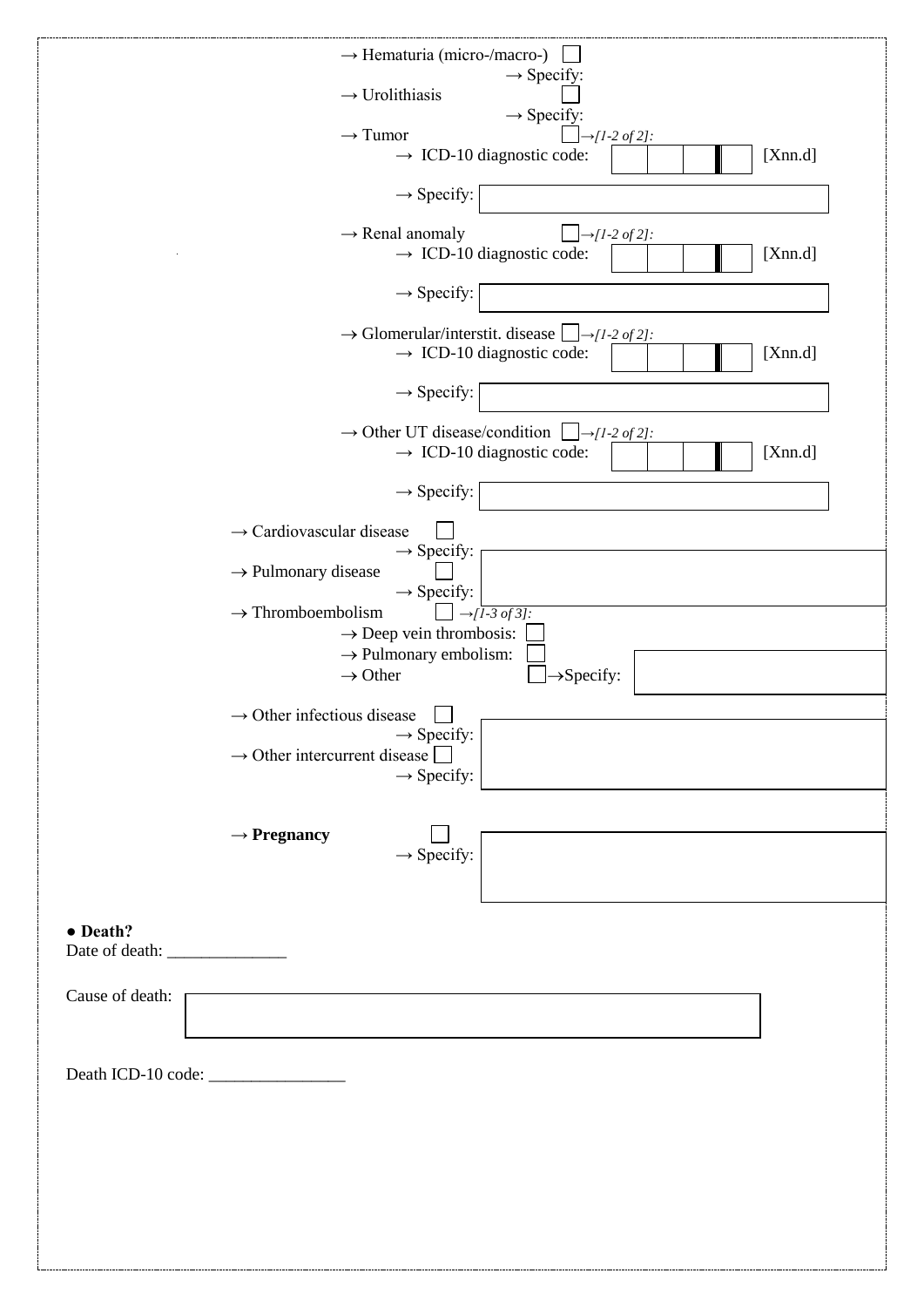→ Hematuria (micro-/macro-) ☐
  → Specify:

→ Urolithiasis ☐
  → Specify:

→ Tumor ☐ → *[1-2 of 2]:*
  → ICD-10 diagnostic code: [ | | | ] [Xnn.d]
  → Specify: [ ]

→ Renal anomaly ☐ → *[1-2 of 2]:*
  → ICD-10 diagnostic code: [ | | | ] [Xnn.d]
  → Specify: [ ]

→ Glomerular/interstit. disease ☐ → *[1-2 of 2]:*
  → ICD-10 diagnostic code: [ | | | ] [Xnn.d]
  → Specify: [ ]

→ Other UT disease/condition ☐ → *[1-2 of 2]:*
  → ICD-10 diagnostic code: [ | | | ] [Xnn.d]
  → Specify: [ ]

→ Cardiovascular disease ☐
  → Specify: [ ]

→ Pulmonary disease ☐
  → Specify: [ ]

→ Thromboembolism ☐ → *[1-3 of 3]:*
  → Deep vein thrombosis: ☐
  → Pulmonary embolism: ☐
  → Other ☐ → Specify: [ ]

→ Other infectious disease ☐
  → Specify: [ ]

→ Other intercurrent disease ☐
  → Specify: [ ]

→ **Pregnancy** ☐
  → Specify: [ ]

● **Death?**

Date of death: ______________

Cause of death: [ ]

Death ICD-10 code: ________________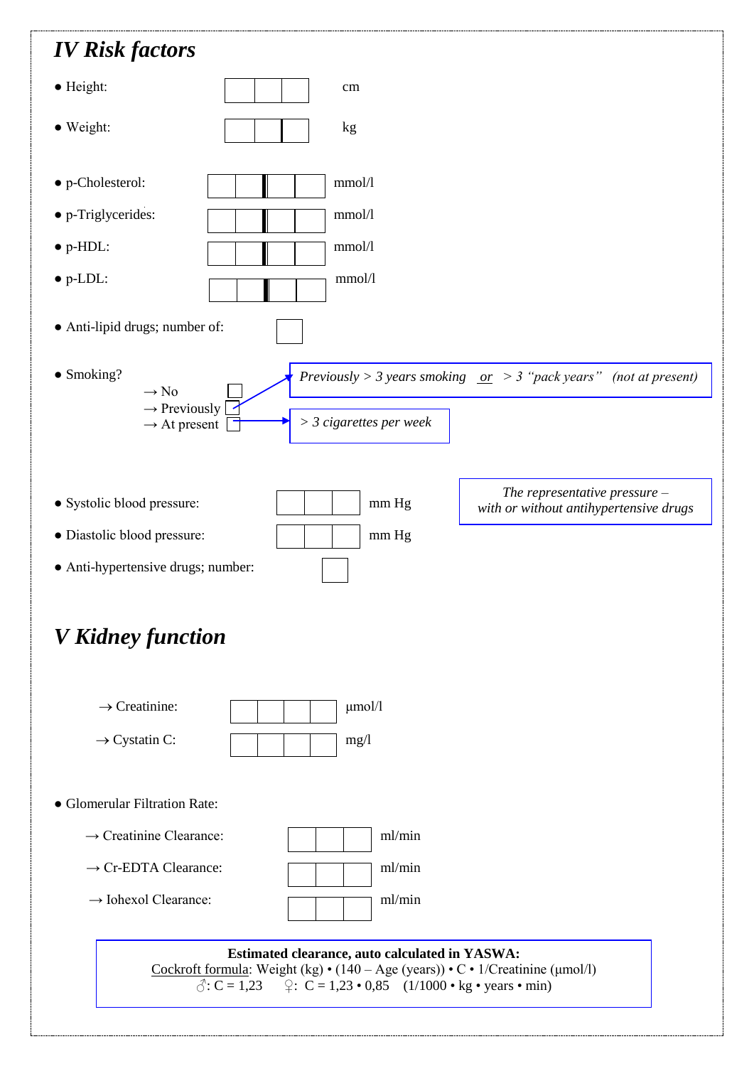## *IV Risk factors*

- Height: [ ][ ][ ] cm
- Weight: [ ][ ][ ] kg
- p-Cholesterol: [ ][ ],[ ][ ] mmol/l
- p-Triglycerides: [ ][ ],[ ][ ] mmol/l
- p-HDL: [ ][ ],[ ][ ] mmol/l
- p-LDL: [ ][ ],[ ][ ] mmol/l
- Anti-lipid drugs; number of: [ ]
- Smoking?
  - → No [ ]
  - → Previously [ ] — *Previously > 3 years smoking* *or* *> 3 "pack years" (not at present)*
  - → At present [ ] — *> 3 cigarettes per week*

- Systolic blood pressure: [ ][ ][ ] mm Hg
- Diastolic blood pressure: [ ][ ][ ] mm Hg

*The representative pressure – with or without antihypertensive drugs*

- Anti-hypertensive drugs; number: [ ]

## *V Kidney function*

→ Creatinine: [ ][ ][ ][ ] μmol/l

→ Cystatin C: [ ][ ][ ][ ] mg/l

- Glomerular Filtration Rate:
  - → Creatinine Clearance: [ ][ ][ ] ml/min
  - → Cr-EDTA Clearance: [ ][ ][ ] ml/min
  - → Iohexol Clearance: [ ][ ][ ] ml/min

**Estimated clearance, auto calculated in YASWA:**
Cockroft formula: Weight (kg) • (140 – Age (years)) • C • 1/Creatinine (μmol/l)
♂: C = 1,23  ♀: C = 1,23 • 0,85  (1/1000 • kg • years • min)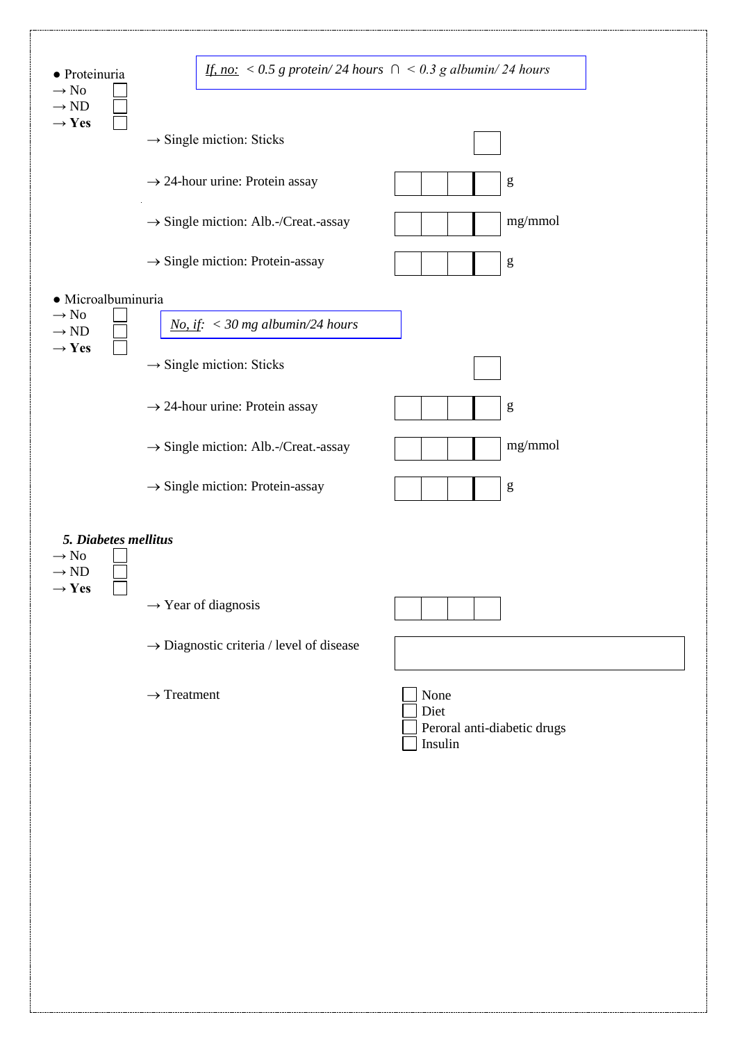- Proteinuria

*If, no: < 0.5 g protein/ 24 hours ∩ < 0.3 g albumin/ 24 hours*

→ No ☐
→ ND ☐
→ **Yes** ☐

→ Single miction: Sticks ☐

→ 24-hour urine: Protein assay ☐☐☐|☐ g

→ Single miction: Alb.-/Creat.-assay ☐☐☐|☐ mg/mmol

→ Single miction: Protein-assay ☐☐☐|☐ g

- Microalbuminuria

→ No ☐
→ ND ☐
→ **Yes** ☐

*No, if: < 30 mg albumin/24 hours*

→ Single miction: Sticks ☐

→ 24-hour urine: Protein assay ☐☐☐|☐ g

→ Single miction: Alb.-/Creat.-assay ☐☐☐|☐ mg/mmol

→ Single miction: Protein-assay ☐☐☐|☐ g

***5. Diabetes mellitus***

→ No ☐
→ ND ☐
→ **Yes** ☐

→ Year of diagnosis ☐☐☐☐

→ Diagnostic criteria / level of disease

→ Treatment

☐ None
☐ Diet
☐ Peroral anti-diabetic drugs
☐ Insulin